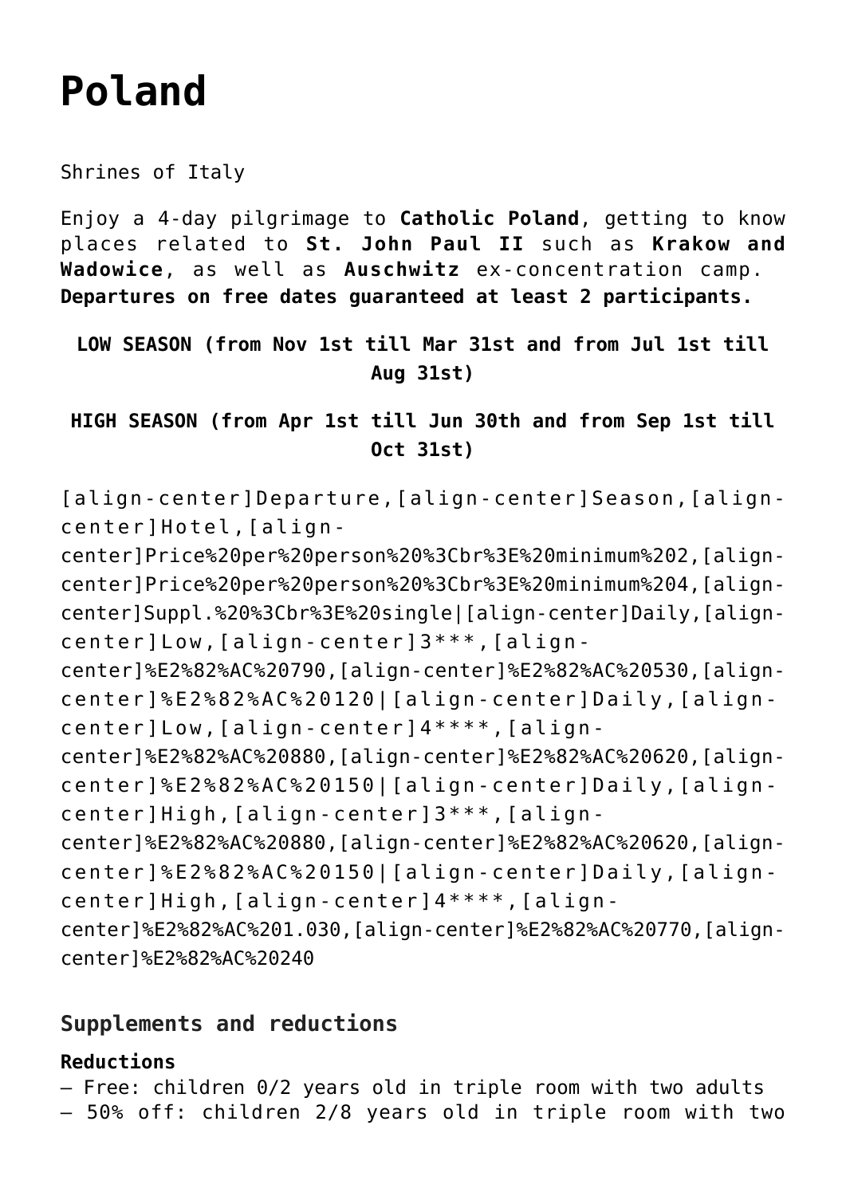# Poland

Shrines of Italy

Enjoy a 4-day pilgrimage to **Catholic Poland**, getting to know places related to **St. John Paul II** such as **Krakow and Wadowice**, as well as **Auschwitz** ex-concentration camp. **Departures on free dates guaranteed at least 2 participants.**

**LOW SEASON (from Nov 1st till Mar 31st and from Jul 1st till Aug 31st)**

**HIGH SEASON (from Apr 1st till Jun 30th and from Sep 1st till Oct 31st)**

[align-center]Departure,[align-center]Season,[align-center]Hotel,[align-center]Price%20per%20person%20%3Cbr%3E%20minimum%202,[align-center]Price%20per%20person%20%3Cbr%3E%20minimum%204,[align-center]Suppl.%20%3Cbr%3E%20single|[align-center]Daily,[align-center]Low,[align-center]3***,[align-center]%E2%82%AC%20790,[align-center]%E2%82%AC%20530,[align-center]%E2%82%AC%20120|[align-center]Daily,[align-center]Low,[align-center]4****,[align-center]%E2%82%AC%20880,[align-center]%E2%82%AC%20620,[align-center]%E2%82%AC%20150|[align-center]Daily,[align-center]High,[align-center]3***,[align-center]%E2%82%AC%20880,[align-center]%E2%82%AC%20620,[align-center]%E2%82%AC%20150|[align-center]Daily,[align-center]High,[align-center]4****,[align-center]%E2%82%AC%201.030,[align-center]%E2%82%AC%20770,[align-center]%E2%82%AC%20240

## Supplements and reductions

**Reductions**
– Free: children 0/2 years old in triple room with two adults
– 50% off: children 2/8 years old in triple room with two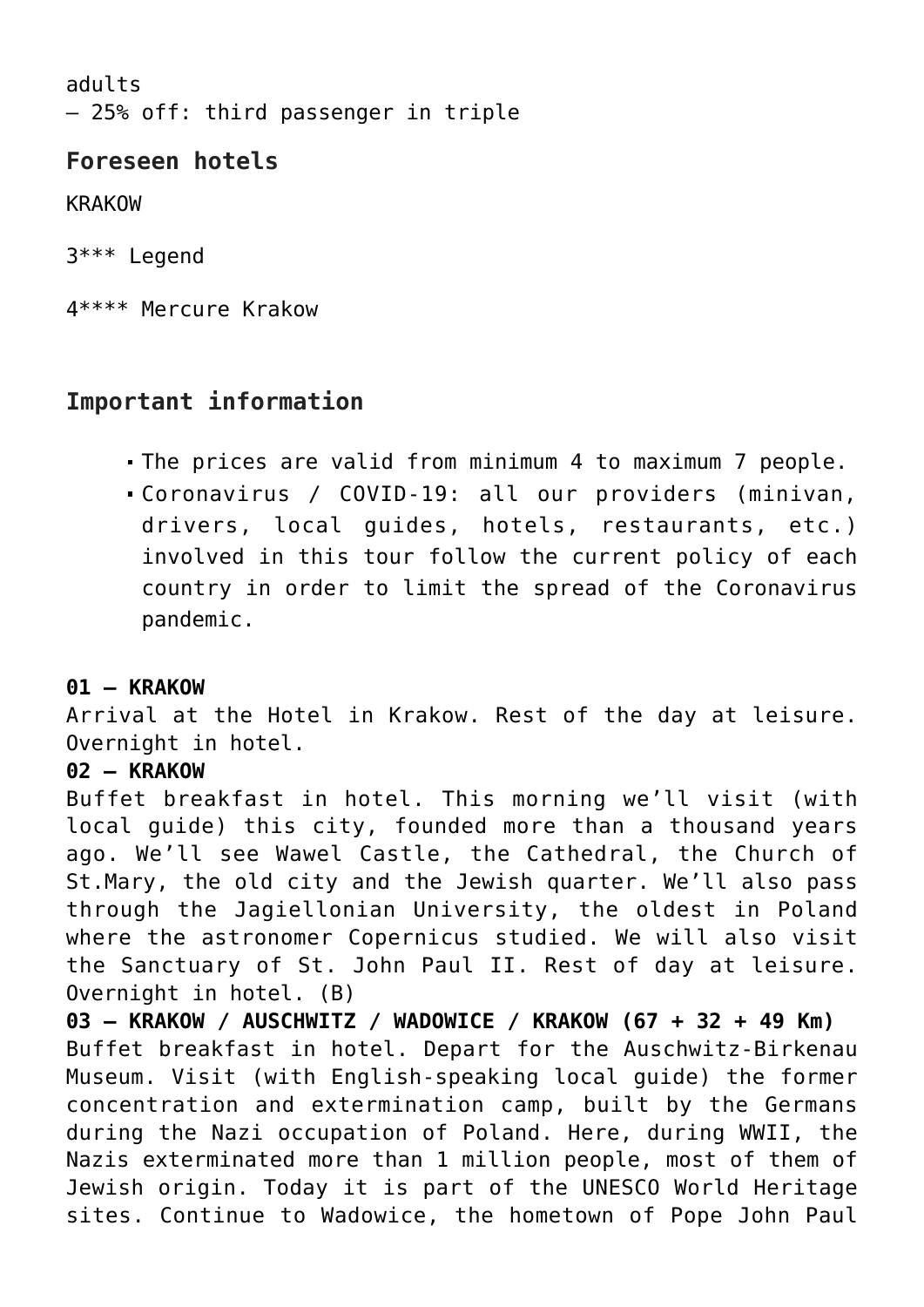adults
– 25% off: third passenger in triple

### Foreseen hotels

KRAKOW

3*** Legend

4**** Mercure Krakow

### Important information

- The prices are valid from minimum 4 to maximum 7 people.
- Coronavirus / COVID-19: all our providers (minivan, drivers, local guides, hotels, restaurants, etc.) involved in this tour follow the current policy of each country in order to limit the spread of the Coronavirus pandemic.

**01 – KRAKOW**
Arrival at the Hotel in Krakow. Rest of the day at leisure. Overnight in hotel.
**02 – KRAKOW**
Buffet breakfast in hotel. This morning we'll visit (with local guide) this city, founded more than a thousand years ago. We'll see Wawel Castle, the Cathedral, the Church of St.Mary, the old city and the Jewish quarter. We'll also pass through the Jagiellonian University, the oldest in Poland where the astronomer Copernicus studied. We will also visit the Sanctuary of St. John Paul II. Rest of day at leisure. Overnight in hotel. (B)
**03 – KRAKOW / AUSCHWITZ / WADOWICE / KRAKOW (67 + 32 + 49 Km)**
Buffet breakfast in hotel. Depart for the Auschwitz-Birkenau Museum. Visit (with English-speaking local guide) the former concentration and extermination camp, built by the Germans during the Nazi occupation of Poland. Here, during WWII, the Nazis exterminated more than 1 million people, most of them of Jewish origin. Today it is part of the UNESCO World Heritage sites. Continue to Wadowice, the hometown of Pope John Paul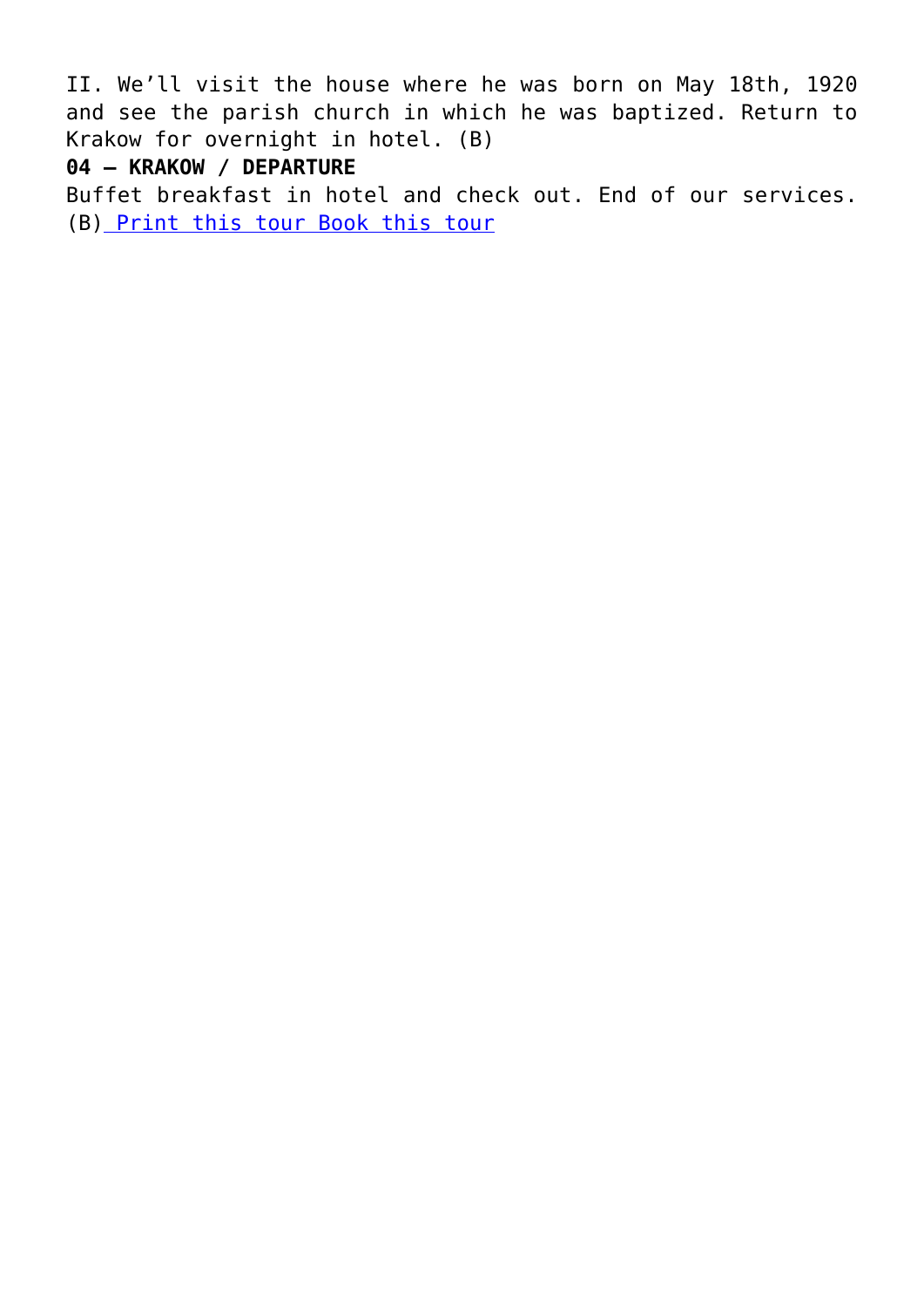II. We'll visit the house where he was born on May 18th, 1920 and see the parish church in which he was baptized. Return to Krakow for overnight in hotel. (B)

**04 – KRAKOW / DEPARTURE**

Buffet breakfast in hotel and check out. End of our services. (B) Print this tour Book this tour